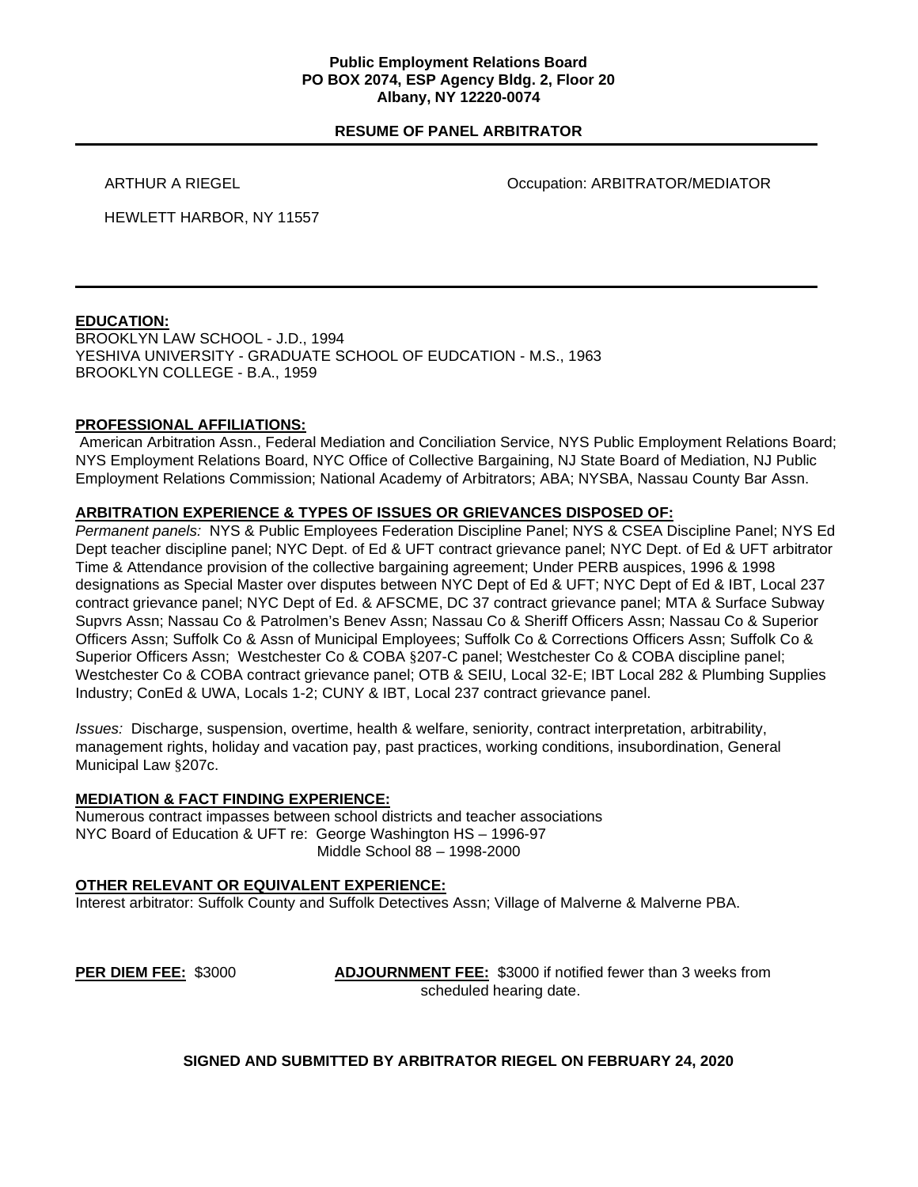**Public Employment Relations Board**
**PO BOX 2074, ESP Agency Bldg. 2, Floor 20**
**Albany, NY 12220-0074**

**RESUME OF PANEL ARBITRATOR**

---

ARTHUR A RIEGEL    Occupation: ARBITRATOR/MEDIATOR

HEWLETT HARBOR, NY 11557

---

**EDUCATION:**

BROOKLYN LAW SCHOOL - J.D., 1994
YESHIVA UNIVERSITY - GRADUATE SCHOOL OF EUDCATION - M.S., 1963
BROOKLYN COLLEGE - B.A., 1959

**PROFESSIONAL AFFILIATIONS:**

American Arbitration Assn., Federal Mediation and Conciliation Service, NYS Public Employment Relations Board; NYS Employment Relations Board, NYC Office of Collective Bargaining, NJ State Board of Mediation, NJ Public Employment Relations Commission; National Academy of Arbitrators; ABA; NYSBA, Nassau County Bar Assn.

**ARBITRATION EXPERIENCE & TYPES OF ISSUES OR GRIEVANCES DISPOSED OF:**

*Permanent panels:* NYS & Public Employees Federation Discipline Panel; NYS & CSEA Discipline Panel; NYS Ed Dept teacher discipline panel; NYC Dept. of Ed & UFT contract grievance panel; NYC Dept. of Ed & UFT arbitrator Time & Attendance provision of the collective bargaining agreement; Under PERB auspices, 1996 & 1998 designations as Special Master over disputes between NYC Dept of Ed & UFT; NYC Dept of Ed & IBT, Local 237 contract grievance panel; NYC Dept of Ed. & AFSCME, DC 37 contract grievance panel; MTA & Surface Subway Supvrs Assn; Nassau Co & Patrolmen's Benev Assn; Nassau Co & Sheriff Officers Assn; Nassau Co & Superior Officers Assn; Suffolk Co & Assn of Municipal Employees; Suffolk Co & Corrections Officers Assn; Suffolk Co & Superior Officers Assn; Westchester Co & COBA §207-C panel; Westchester Co & COBA discipline panel; Westchester Co & COBA contract grievance panel; OTB & SEIU, Local 32-E; IBT Local 282 & Plumbing Supplies Industry; ConEd & UWA, Locals 1-2; CUNY & IBT, Local 237 contract grievance panel.

*Issues:* Discharge, suspension, overtime, health & welfare, seniority, contract interpretation, arbitrability, management rights, holiday and vacation pay, past practices, working conditions, insubordination, General Municipal Law §207c.

**MEDIATION & FACT FINDING EXPERIENCE:**

Numerous contract impasses between school districts and teacher associations
NYC Board of Education & UFT re: George Washington HS – 1996-97
Middle School 88 – 1998-2000

**OTHER RELEVANT OR EQUIVALENT EXPERIENCE:**

Interest arbitrator: Suffolk County and Suffolk Detectives Assn; Village of Malverne & Malverne PBA.

**PER DIEM FEE:** \$3000    **ADJOURNMENT FEE:** \$3000 if notified fewer than 3 weeks from scheduled hearing date.

**SIGNED AND SUBMITTED BY ARBITRATOR RIEGEL ON FEBRUARY 24, 2020**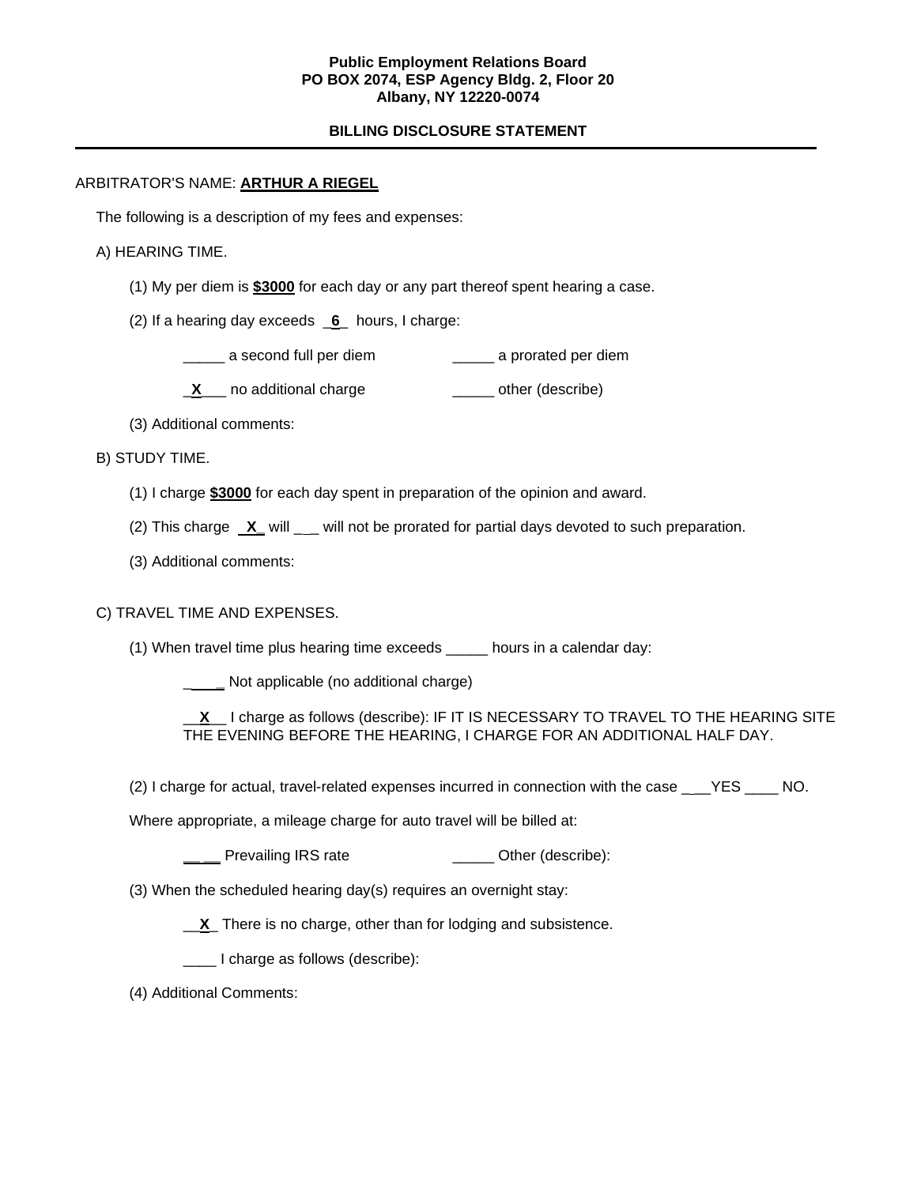**Public Employment Relations Board**
**PO BOX 2074, ESP Agency Bldg. 2, Floor 20**
**Albany, NY 12220-0074**

**BILLING DISCLOSURE STATEMENT**

---

ARBITRATOR'S NAME: **ARTHUR A RIEGEL**

The following is a description of my fees and expenses:

A) HEARING TIME.

(1) My per diem is **$3000** for each day or any part thereof spent hearing a case.

(2) If a hearing day exceeds _**6**_ hours, I charge:

_____ a second full per diem _____ a prorated per diem

_**X**___ no additional charge _____ other (describe)

(3) Additional comments:

B) STUDY TIME.

(1) I charge **$3000** for each day spent in preparation of the opinion and award.

(2) This charge _**X**_ will ___ will not be prorated for partial days devoted to such preparation.

(3) Additional comments:

C) TRAVEL TIME AND EXPENSES.

(1) When travel time plus hearing time exceeds _____ hours in a calendar day:

_____ Not applicable (no additional charge)

__**X**__ I charge as follows (describe): IF IT IS NECESSARY TO TRAVEL TO THE HEARING SITE THE EVENING BEFORE THE HEARING, I CHARGE FOR AN ADDITIONAL HALF DAY.

(2) I charge for actual, travel-related expenses incurred in connection with the case ____YES ____ NO.

Where appropriate, a mileage charge for auto travel will be billed at:

_____ Prevailing IRS rate _____ Other (describe):

(3) When the scheduled hearing day(s) requires an overnight stay:

__**X**_ There is no charge, other than for lodging and subsistence.

____ I charge as follows (describe):

(4) Additional Comments: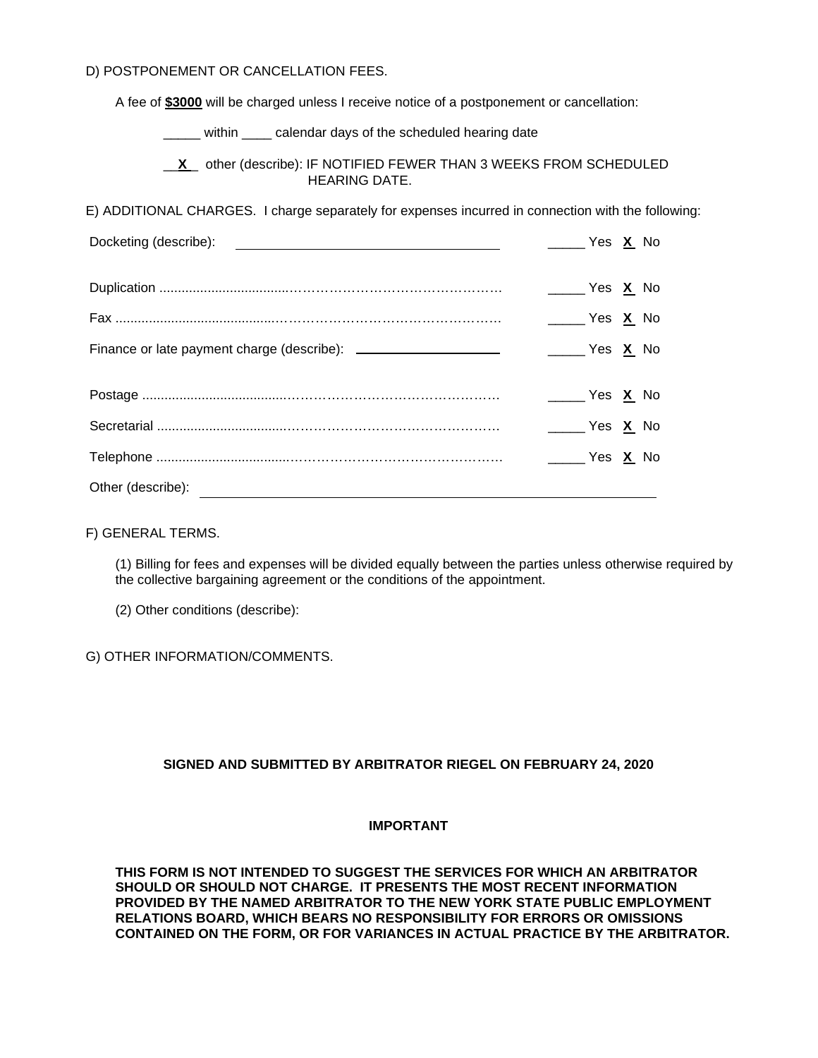D) POSTPONEMENT OR CANCELLATION FEES.

A fee of **$3000** will be charged unless I receive notice of a postponement or cancellation:

_____ within ____ calendar days of the scheduled hearing date

__**X**__ other (describe): IF NOTIFIED FEWER THAN 3 WEEKS FROM SCHEDULED HEARING DATE.

E) ADDITIONAL CHARGES. I charge separately for expenses incurred in connection with the following:

| | |
|---|---|
| Docketing (describe): ______________________ | _____ Yes **X** No |
| Duplication ............................................................ | _____ Yes **X** No |
| Fax ............................................................ | _____ Yes **X** No |
| Finance or late payment charge (describe): ______________ | _____ Yes **X** No |
| Postage ............................................................ | _____ Yes **X** No |
| Secretarial ............................................................ | _____ Yes **X** No |
| Telephone ............................................................ | _____ Yes **X** No |
| Other (describe): ______________________________________ | |

F) GENERAL TERMS.

(1) Billing for fees and expenses will be divided equally between the parties unless otherwise required by the collective bargaining agreement or the conditions of the appointment.

(2) Other conditions (describe):

G) OTHER INFORMATION/COMMENTS.

**SIGNED AND SUBMITTED BY ARBITRATOR RIEGEL ON FEBRUARY 24, 2020**

**IMPORTANT**

**THIS FORM IS NOT INTENDED TO SUGGEST THE SERVICES FOR WHICH AN ARBITRATOR SHOULD OR SHOULD NOT CHARGE. IT PRESENTS THE MOST RECENT INFORMATION PROVIDED BY THE NAMED ARBITRATOR TO THE NEW YORK STATE PUBLIC EMPLOYMENT RELATIONS BOARD, WHICH BEARS NO RESPONSIBILITY FOR ERRORS OR OMISSIONS CONTAINED ON THE FORM, OR FOR VARIANCES IN ACTUAL PRACTICE BY THE ARBITRATOR.**